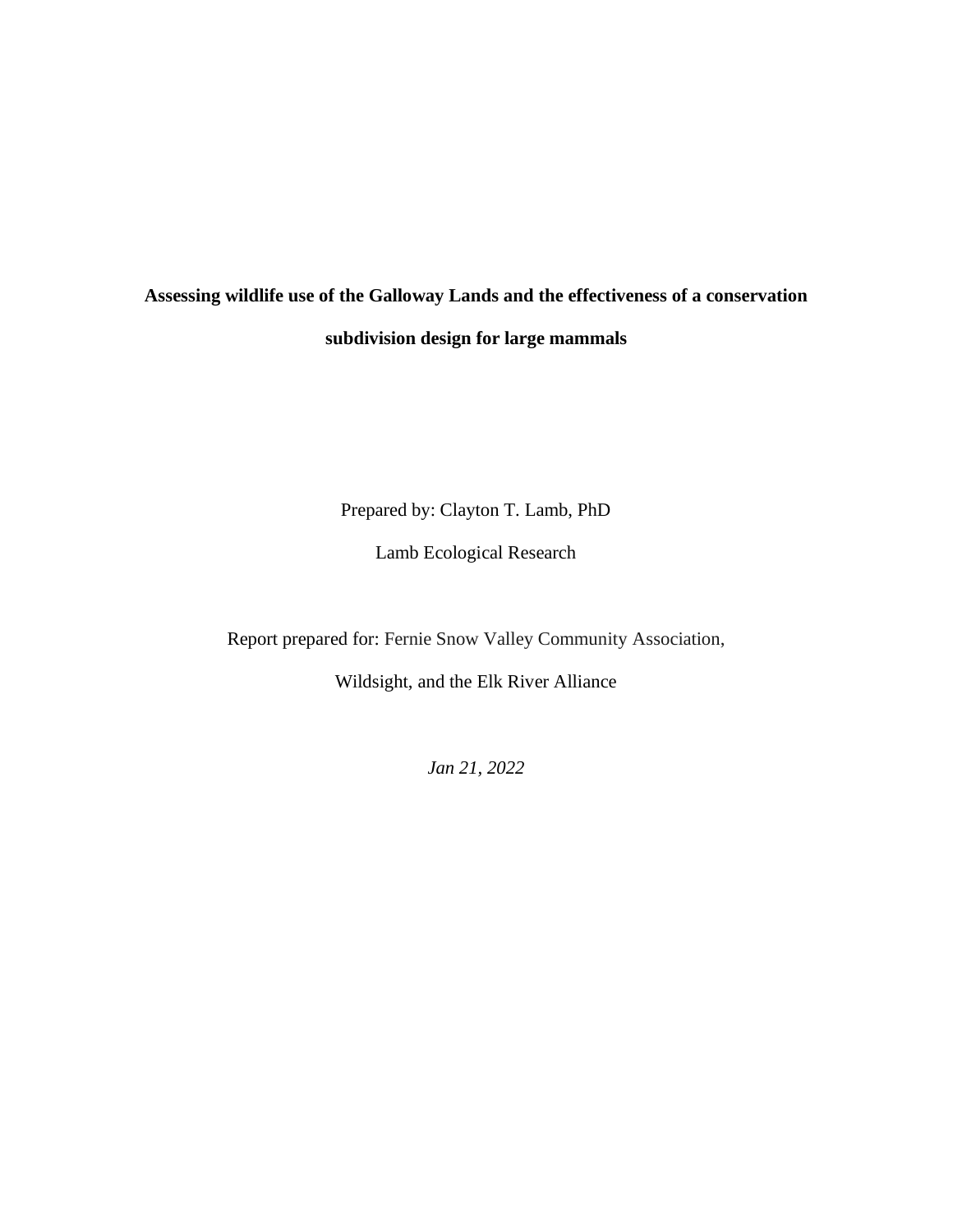# Assessing wildlife use of the Galloway Lands and the effectiveness of a conservation subdivision design for large mammals

Prepared by: Clayton T. Lamb, PhD

Lamb Ecological Research

Report prepared for: Fernie Snow Valley Community Association,

Wildsight, and the Elk River Alliance

*Jan 21, 2022*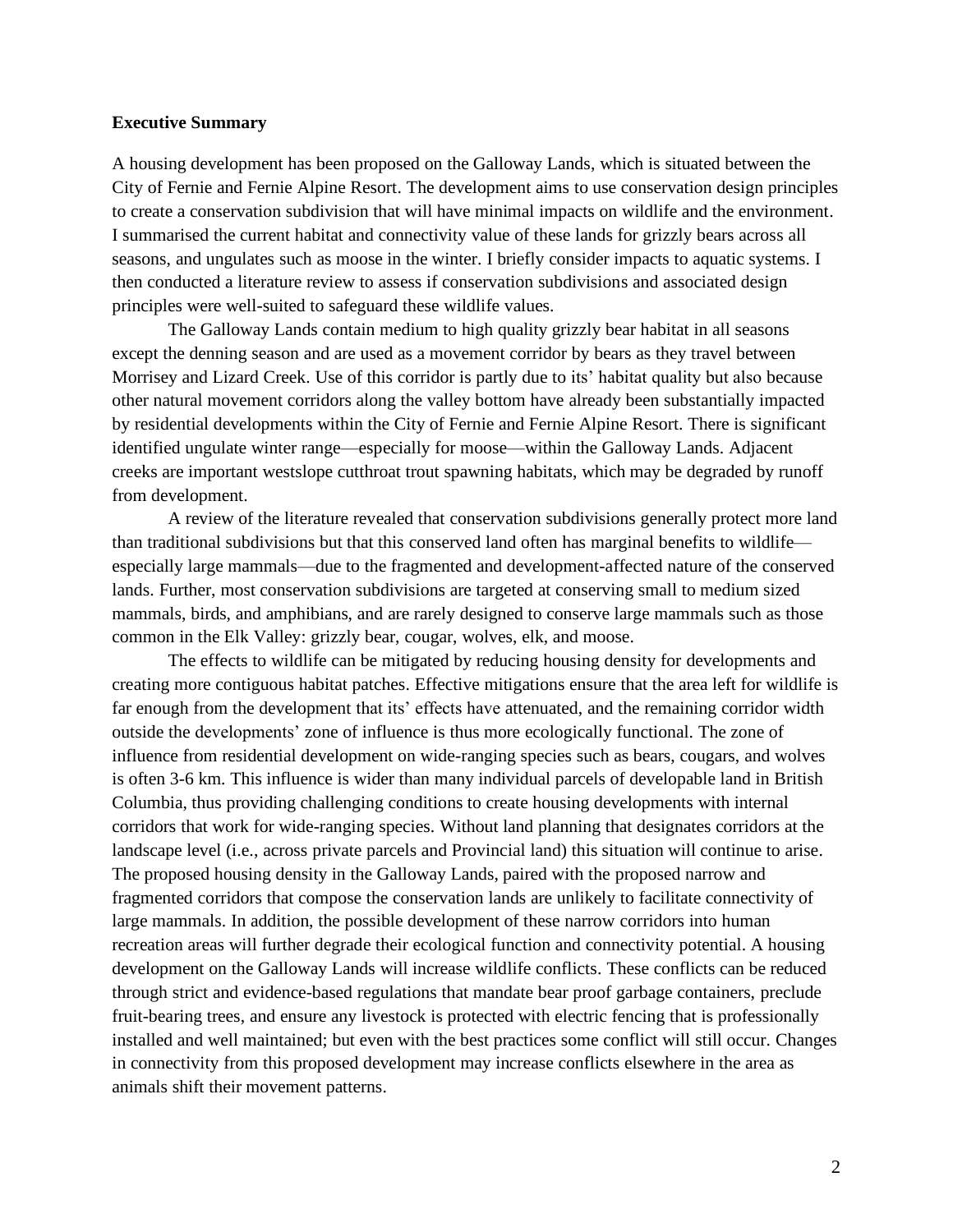**Executive Summary**

A housing development has been proposed on the Galloway Lands, which is situated between the City of Fernie and Fernie Alpine Resort. The development aims to use conservation design principles to create a conservation subdivision that will have minimal impacts on wildlife and the environment. I summarised the current habitat and connectivity value of these lands for grizzly bears across all seasons, and ungulates such as moose in the winter. I briefly consider impacts to aquatic systems. I then conducted a literature review to assess if conservation subdivisions and associated design principles were well-suited to safeguard these wildlife values.

The Galloway Lands contain medium to high quality grizzly bear habitat in all seasons except the denning season and are used as a movement corridor by bears as they travel between Morrisey and Lizard Creek. Use of this corridor is partly due to its' habitat quality but also because other natural movement corridors along the valley bottom have already been substantially impacted by residential developments within the City of Fernie and Fernie Alpine Resort. There is significant identified ungulate winter range—especially for moose—within the Galloway Lands. Adjacent creeks are important westslope cutthroat trout spawning habitats, which may be degraded by runoff from development.

A review of the literature revealed that conservation subdivisions generally protect more land than traditional subdivisions but that this conserved land often has marginal benefits to wildlife—especially large mammals—due to the fragmented and development-affected nature of the conserved lands. Further, most conservation subdivisions are targeted at conserving small to medium sized mammals, birds, and amphibians, and are rarely designed to conserve large mammals such as those common in the Elk Valley: grizzly bear, cougar, wolves, elk, and moose.

The effects to wildlife can be mitigated by reducing housing density for developments and creating more contiguous habitat patches. Effective mitigations ensure that the area left for wildlife is far enough from the development that its' effects have attenuated, and the remaining corridor width outside the developments' zone of influence is thus more ecologically functional. The zone of influence from residential development on wide-ranging species such as bears, cougars, and wolves is often 3-6 km. This influence is wider than many individual parcels of developable land in British Columbia, thus providing challenging conditions to create housing developments with internal corridors that work for wide-ranging species. Without land planning that designates corridors at the landscape level (i.e., across private parcels and Provincial land) this situation will continue to arise. The proposed housing density in the Galloway Lands, paired with the proposed narrow and fragmented corridors that compose the conservation lands are unlikely to facilitate connectivity of large mammals. In addition, the possible development of these narrow corridors into human recreation areas will further degrade their ecological function and connectivity potential. A housing development on the Galloway Lands will increase wildlife conflicts. These conflicts can be reduced through strict and evidence-based regulations that mandate bear proof garbage containers, preclude fruit-bearing trees, and ensure any livestock is protected with electric fencing that is professionally installed and well maintained; but even with the best practices some conflict will still occur. Changes in connectivity from this proposed development may increase conflicts elsewhere in the area as animals shift their movement patterns.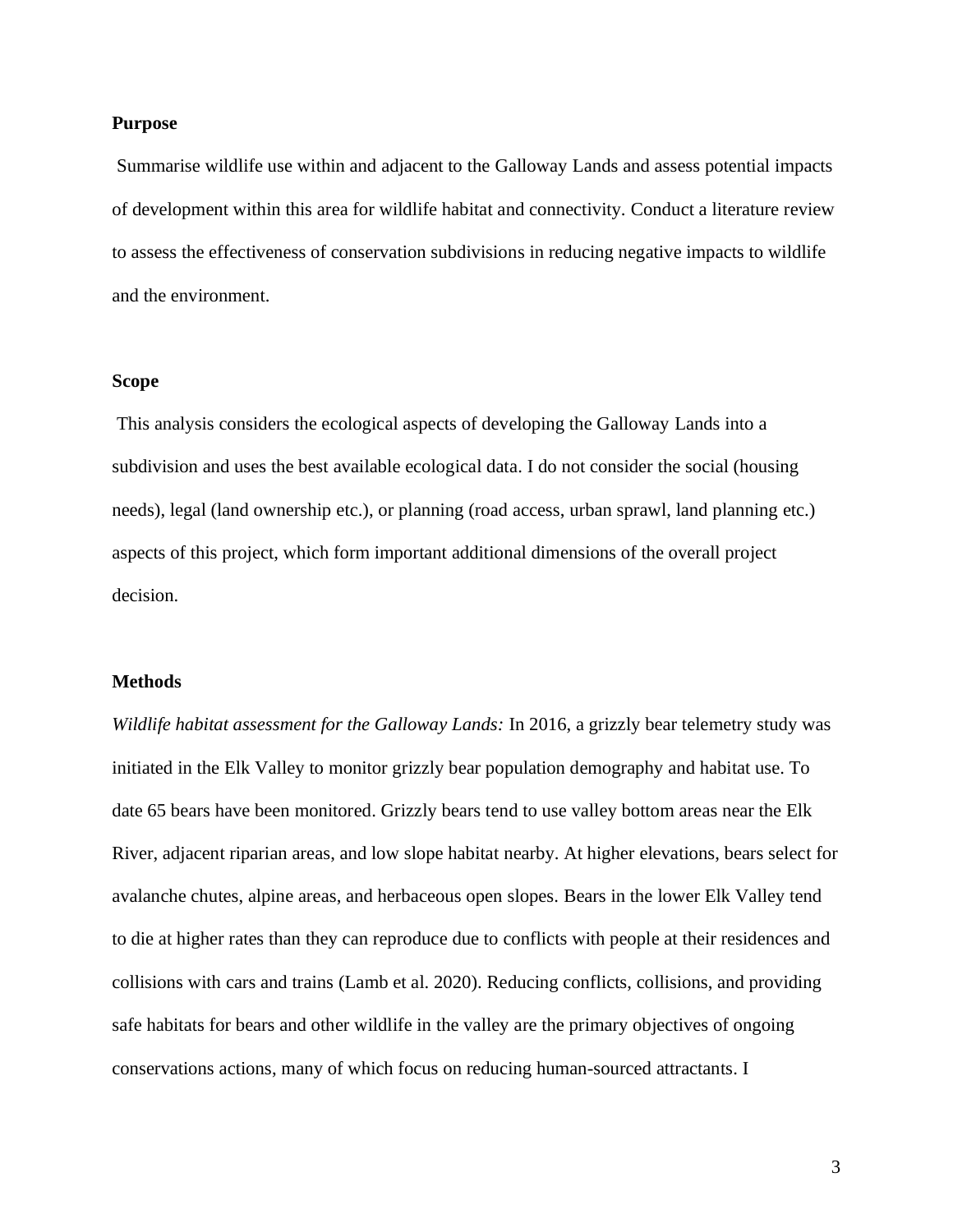**Purpose**

Summarise wildlife use within and adjacent to the Galloway Lands and assess potential impacts of development within this area for wildlife habitat and connectivity. Conduct a literature review to assess the effectiveness of conservation subdivisions in reducing negative impacts to wildlife and the environment.

**Scope**

This analysis considers the ecological aspects of developing the Galloway Lands into a subdivision and uses the best available ecological data. I do not consider the social (housing needs), legal (land ownership etc.), or planning (road access, urban sprawl, land planning etc.) aspects of this project, which form important additional dimensions of the overall project decision.

**Methods**

*Wildlife habitat assessment for the Galloway Lands:* In 2016, a grizzly bear telemetry study was initiated in the Elk Valley to monitor grizzly bear population demography and habitat use. To date 65 bears have been monitored. Grizzly bears tend to use valley bottom areas near the Elk River, adjacent riparian areas, and low slope habitat nearby. At higher elevations, bears select for avalanche chutes, alpine areas, and herbaceous open slopes. Bears in the lower Elk Valley tend to die at higher rates than they can reproduce due to conflicts with people at their residences and collisions with cars and trains (Lamb et al. 2020). Reducing conflicts, collisions, and providing safe habitats for bears and other wildlife in the valley are the primary objectives of ongoing conservations actions, many of which focus on reducing human-sourced attractants. I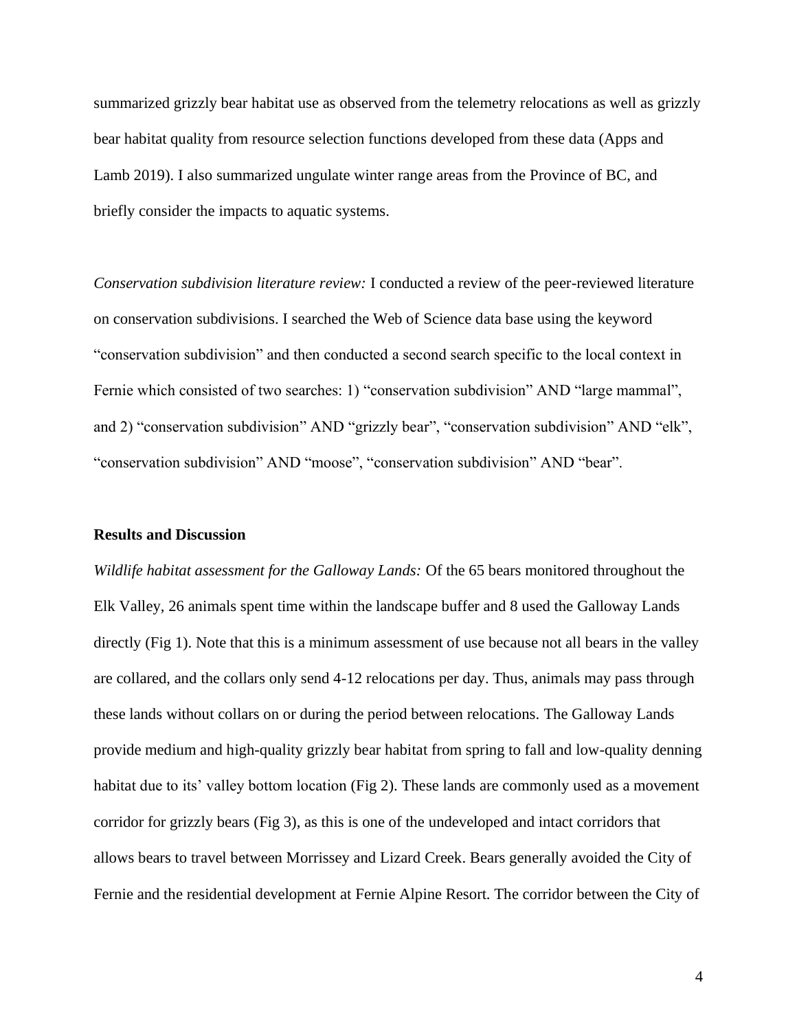summarized grizzly bear habitat use as observed from the telemetry relocations as well as grizzly bear habitat quality from resource selection functions developed from these data (Apps and Lamb 2019). I also summarized ungulate winter range areas from the Province of BC, and briefly consider the impacts to aquatic systems.

*Conservation subdivision literature review:* I conducted a review of the peer-reviewed literature on conservation subdivisions. I searched the Web of Science data base using the keyword "conservation subdivision" and then conducted a second search specific to the local context in Fernie which consisted of two searches: 1) "conservation subdivision" AND "large mammal", and 2) "conservation subdivision" AND "grizzly bear", "conservation subdivision" AND "elk", "conservation subdivision" AND "moose", "conservation subdivision" AND "bear".

**Results and Discussion**

*Wildlife habitat assessment for the Galloway Lands:* Of the 65 bears monitored throughout the Elk Valley, 26 animals spent time within the landscape buffer and 8 used the Galloway Lands directly (Fig 1). Note that this is a minimum assessment of use because not all bears in the valley are collared, and the collars only send 4-12 relocations per day. Thus, animals may pass through these lands without collars on or during the period between relocations. The Galloway Lands provide medium and high-quality grizzly bear habitat from spring to fall and low-quality denning habitat due to its' valley bottom location (Fig 2). These lands are commonly used as a movement corridor for grizzly bears (Fig 3), as this is one of the undeveloped and intact corridors that allows bears to travel between Morrissey and Lizard Creek. Bears generally avoided the City of Fernie and the residential development at Fernie Alpine Resort. The corridor between the City of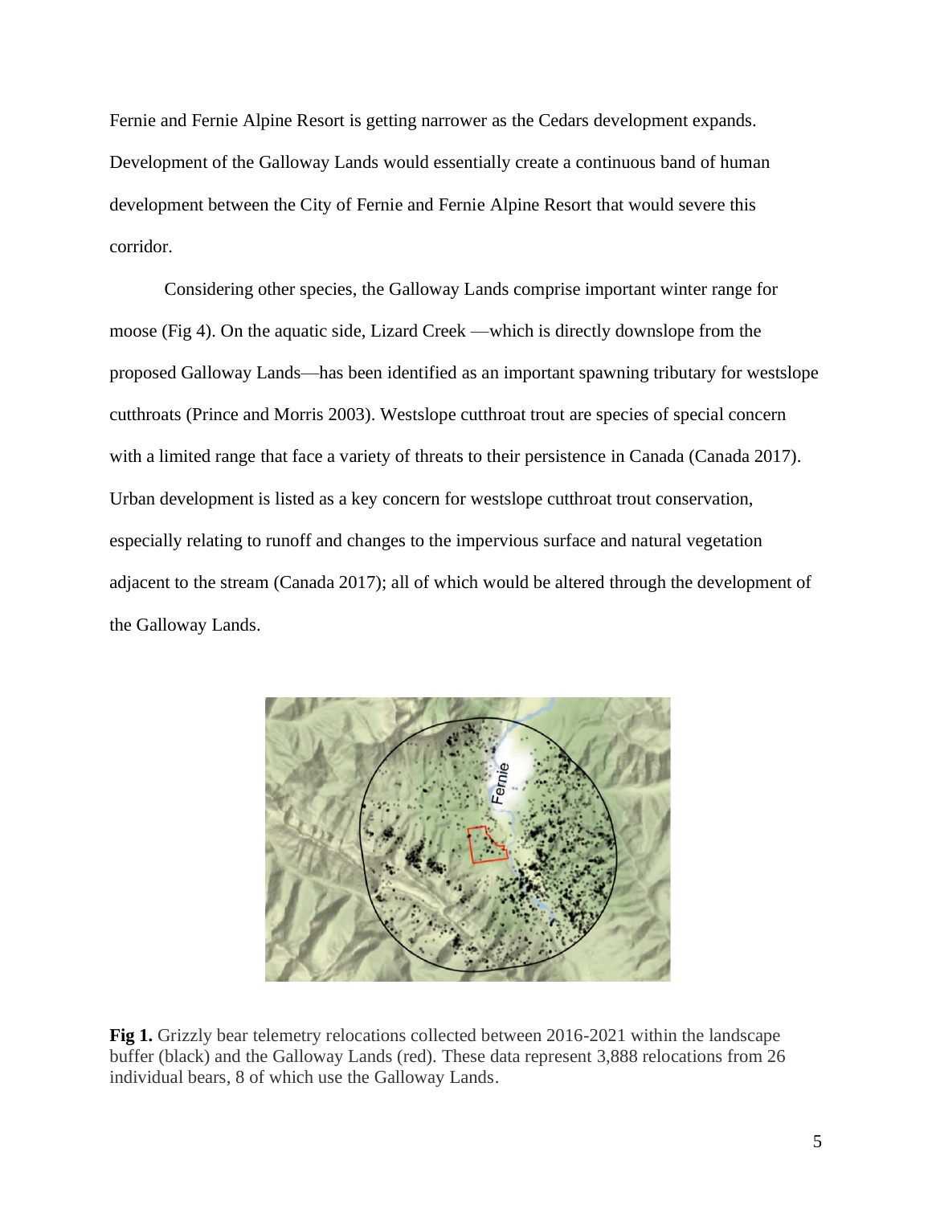Fernie and Fernie Alpine Resort is getting narrower as the Cedars development expands. Development of the Galloway Lands would essentially create a continuous band of human development between the City of Fernie and Fernie Alpine Resort that would severe this corridor.

Considering other species, the Galloway Lands comprise important winter range for moose (Fig 4). On the aquatic side, Lizard Creek —which is directly downslope from the proposed Galloway Lands—has been identified as an important spawning tributary for westslope cutthroats (Prince and Morris 2003). Westslope cutthroat trout are species of special concern with a limited range that face a variety of threats to their persistence in Canada (Canada 2017). Urban development is listed as a key concern for westslope cutthroat trout conservation, especially relating to runoff and changes to the impervious surface and natural vegetation adjacent to the stream (Canada 2017); all of which would be altered through the development of the Galloway Lands.

**Fig 1.** Grizzly bear telemetry relocations collected between 2016-2021 within the landscape buffer (black) and the Galloway Lands (red). These data represent 3,888 relocations from 26 individual bears, 8 of which use the Galloway Lands.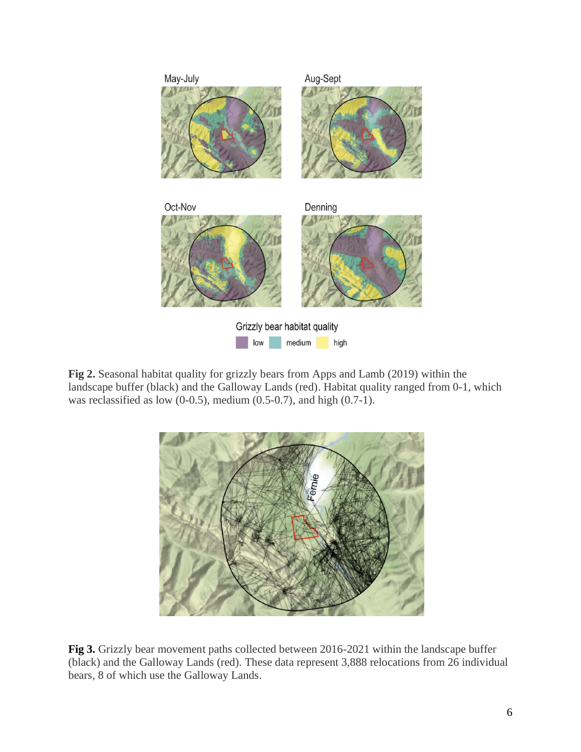**Fig 2.** Seasonal habitat quality for grizzly bears from Apps and Lamb (2019) within the landscape buffer (black) and the Galloway Lands (red). Habitat quality ranged from 0-1, which was reclassified as low (0-0.5), medium (0.5-0.7), and high (0.7-1).

**Fig 3.** Grizzly bear movement paths collected between 2016-2021 within the landscape buffer (black) and the Galloway Lands (red). These data represent 3,888 relocations from 26 individual bears, 8 of which use the Galloway Lands.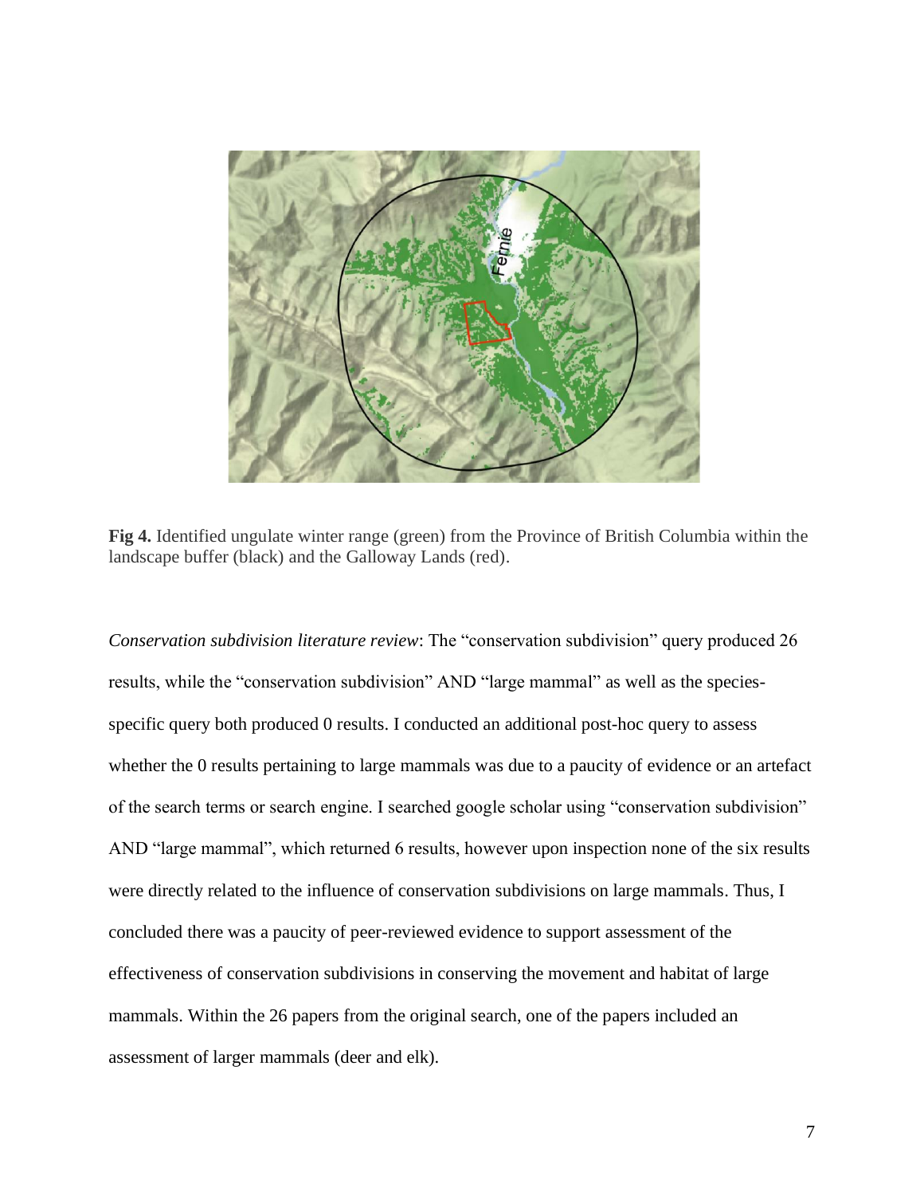**Fig 4.** Identified ungulate winter range (green) from the Province of British Columbia within the landscape buffer (black) and the Galloway Lands (red).

*Conservation subdivision literature review*: The "conservation subdivision" query produced 26 results, while the "conservation subdivision" AND "large mammal" as well as the species-specific query both produced 0 results. I conducted an additional post-hoc query to assess whether the 0 results pertaining to large mammals was due to a paucity of evidence or an artefact of the search terms or search engine. I searched google scholar using "conservation subdivision" AND "large mammal", which returned 6 results, however upon inspection none of the six results were directly related to the influence of conservation subdivisions on large mammals. Thus, I concluded there was a paucity of peer-reviewed evidence to support assessment of the effectiveness of conservation subdivisions in conserving the movement and habitat of large mammals. Within the 26 papers from the original search, one of the papers included an assessment of larger mammals (deer and elk).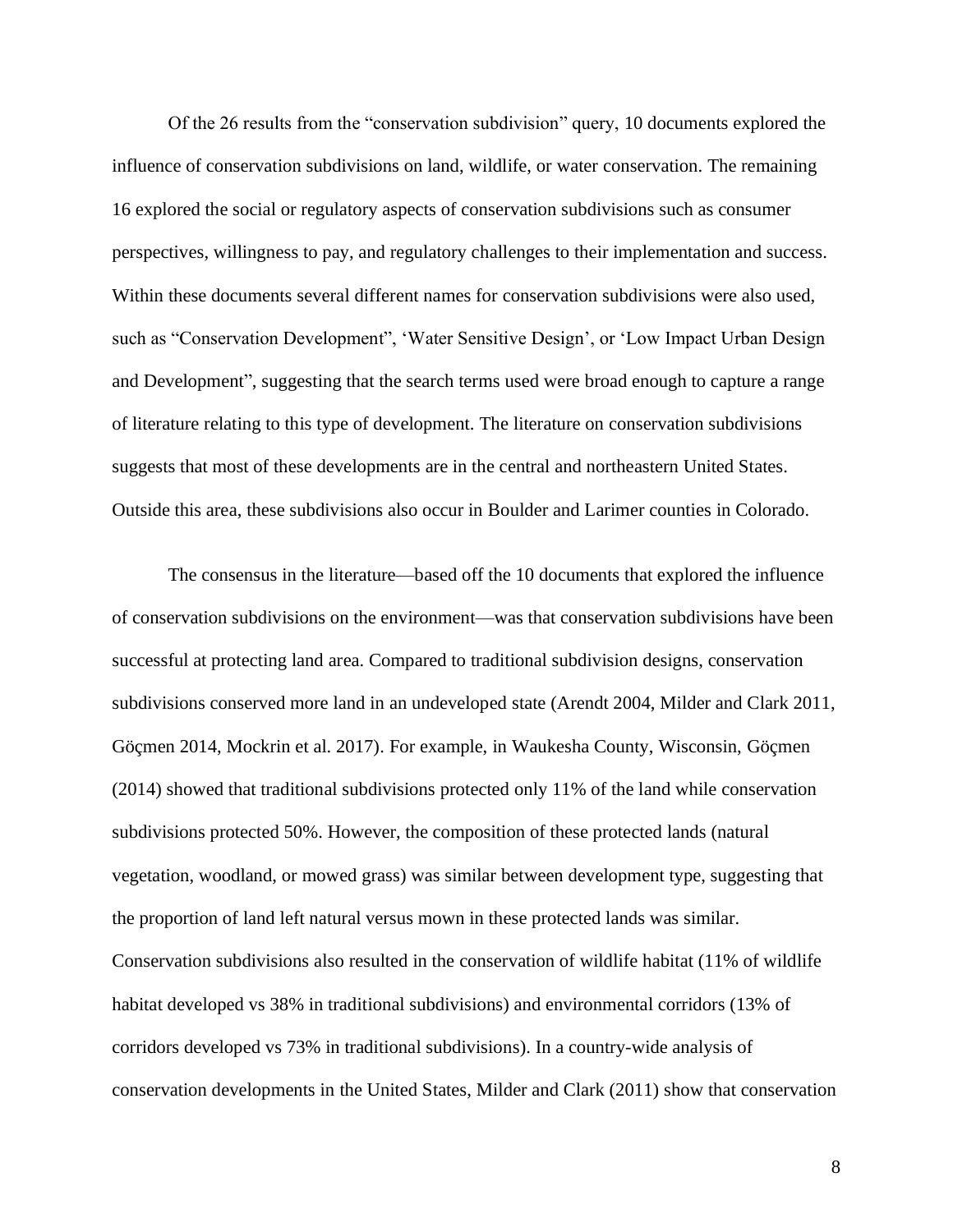Of the 26 results from the "conservation subdivision" query, 10 documents explored the influence of conservation subdivisions on land, wildlife, or water conservation. The remaining 16 explored the social or regulatory aspects of conservation subdivisions such as consumer perspectives, willingness to pay, and regulatory challenges to their implementation and success. Within these documents several different names for conservation subdivisions were also used, such as "Conservation Development", 'Water Sensitive Design', or 'Low Impact Urban Design and Development", suggesting that the search terms used were broad enough to capture a range of literature relating to this type of development. The literature on conservation subdivisions suggests that most of these developments are in the central and northeastern United States. Outside this area, these subdivisions also occur in Boulder and Larimer counties in Colorado.

The consensus in the literature—based off the 10 documents that explored the influence of conservation subdivisions on the environment—was that conservation subdivisions have been successful at protecting land area. Compared to traditional subdivision designs, conservation subdivisions conserved more land in an undeveloped state (Arendt 2004, Milder and Clark 2011, Göçmen 2014, Mockrin et al. 2017). For example, in Waukesha County, Wisconsin, Göçmen (2014) showed that traditional subdivisions protected only 11% of the land while conservation subdivisions protected 50%. However, the composition of these protected lands (natural vegetation, woodland, or mowed grass) was similar between development type, suggesting that the proportion of land left natural versus mown in these protected lands was similar. Conservation subdivisions also resulted in the conservation of wildlife habitat (11% of wildlife habitat developed vs 38% in traditional subdivisions) and environmental corridors (13% of corridors developed vs 73% in traditional subdivisions). In a country-wide analysis of conservation developments in the United States, Milder and Clark (2011) show that conservation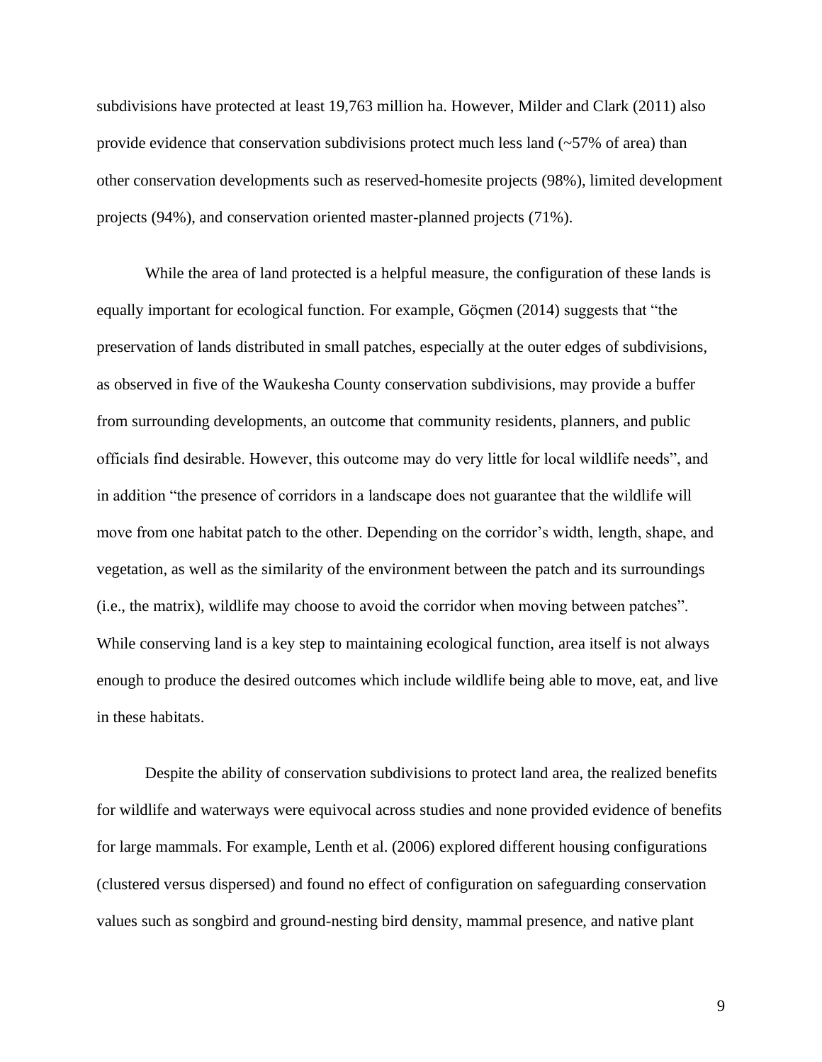subdivisions have protected at least 19,763 million ha. However, Milder and Clark (2011) also provide evidence that conservation subdivisions protect much less land (~57% of area) than other conservation developments such as reserved-homesite projects (98%), limited development projects (94%), and conservation oriented master-planned projects (71%).

While the area of land protected is a helpful measure, the configuration of these lands is equally important for ecological function. For example, Göçmen (2014) suggests that "the preservation of lands distributed in small patches, especially at the outer edges of subdivisions, as observed in five of the Waukesha County conservation subdivisions, may provide a buffer from surrounding developments, an outcome that community residents, planners, and public officials find desirable. However, this outcome may do very little for local wildlife needs", and in addition "the presence of corridors in a landscape does not guarantee that the wildlife will move from one habitat patch to the other. Depending on the corridor's width, length, shape, and vegetation, as well as the similarity of the environment between the patch and its surroundings (i.e., the matrix), wildlife may choose to avoid the corridor when moving between patches". While conserving land is a key step to maintaining ecological function, area itself is not always enough to produce the desired outcomes which include wildlife being able to move, eat, and live in these habitats.

Despite the ability of conservation subdivisions to protect land area, the realized benefits for wildlife and waterways were equivocal across studies and none provided evidence of benefits for large mammals. For example, Lenth et al. (2006) explored different housing configurations (clustered versus dispersed) and found no effect of configuration on safeguarding conservation values such as songbird and ground-nesting bird density, mammal presence, and native plant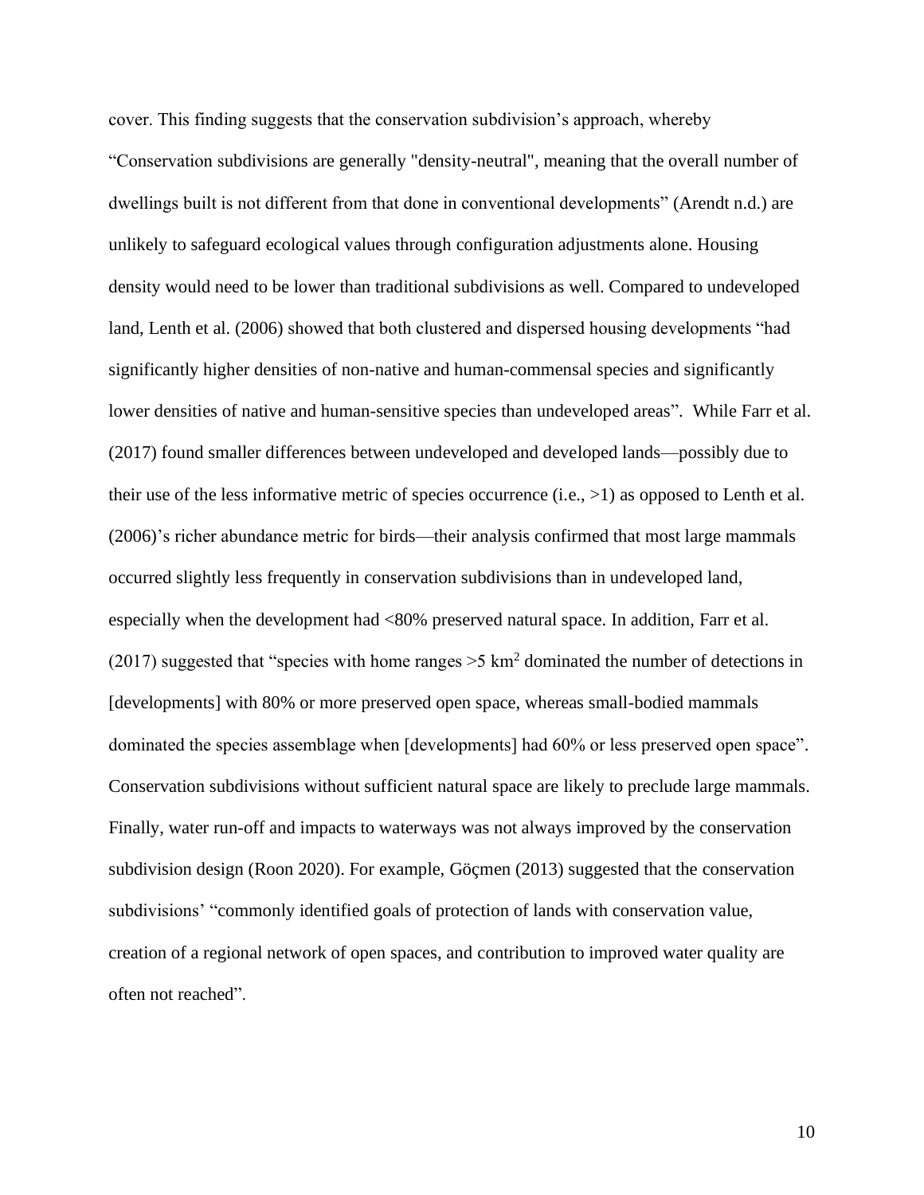cover. This finding suggests that the conservation subdivision's approach, whereby "Conservation subdivisions are generally "density-neutral", meaning that the overall number of dwellings built is not different from that done in conventional developments" (Arendt n.d.) are unlikely to safeguard ecological values through configuration adjustments alone. Housing density would need to be lower than traditional subdivisions as well. Compared to undeveloped land, Lenth et al. (2006) showed that both clustered and dispersed housing developments "had significantly higher densities of non-native and human-commensal species and significantly lower densities of native and human-sensitive species than undeveloped areas". While Farr et al. (2017) found smaller differences between undeveloped and developed lands—possibly due to their use of the less informative metric of species occurrence (i.e., >1) as opposed to Lenth et al. (2006)'s richer abundance metric for birds—their analysis confirmed that most large mammals occurred slightly less frequently in conservation subdivisions than in undeveloped land, especially when the development had <80% preserved natural space. In addition, Farr et al. (2017) suggested that "species with home ranges >5 $km^2$ dominated the number of detections in [developments] with 80% or more preserved open space, whereas small-bodied mammals dominated the species assemblage when [developments] had 60% or less preserved open space". Conservation subdivisions without sufficient natural space are likely to preclude large mammals. Finally, water run-off and impacts to waterways was not always improved by the conservation subdivision design (Roon 2020). For example, Göçmen (2013) suggested that the conservation subdivisions' "commonly identified goals of protection of lands with conservation value, creation of a regional network of open spaces, and contribution to improved water quality are often not reached".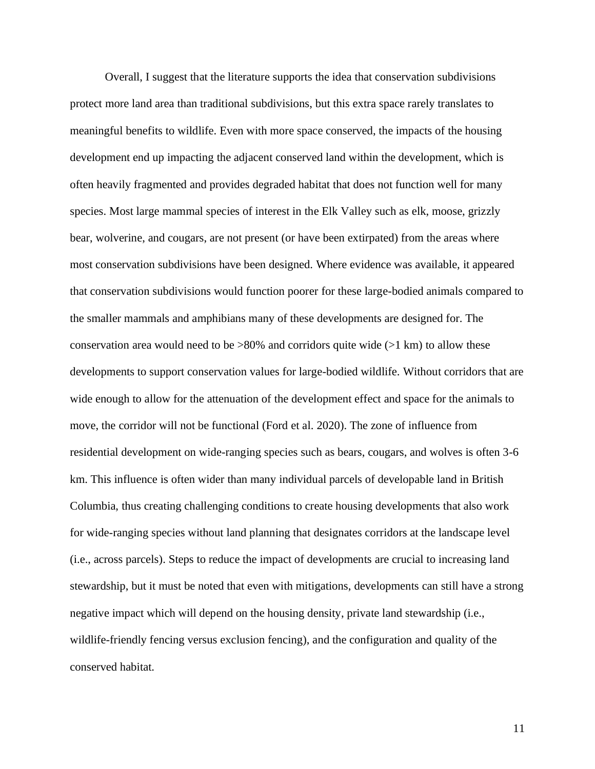Overall, I suggest that the literature supports the idea that conservation subdivisions protect more land area than traditional subdivisions, but this extra space rarely translates to meaningful benefits to wildlife. Even with more space conserved, the impacts of the housing development end up impacting the adjacent conserved land within the development, which is often heavily fragmented and provides degraded habitat that does not function well for many species. Most large mammal species of interest in the Elk Valley such as elk, moose, grizzly bear, wolverine, and cougars, are not present (or have been extirpated) from the areas where most conservation subdivisions have been designed. Where evidence was available, it appeared that conservation subdivisions would function poorer for these large-bodied animals compared to the smaller mammals and amphibians many of these developments are designed for. The conservation area would need to be >80% and corridors quite wide (>1 km) to allow these developments to support conservation values for large-bodied wildlife. Without corridors that are wide enough to allow for the attenuation of the development effect and space for the animals to move, the corridor will not be functional (Ford et al. 2020). The zone of influence from residential development on wide-ranging species such as bears, cougars, and wolves is often 3-6 km. This influence is often wider than many individual parcels of developable land in British Columbia, thus creating challenging conditions to create housing developments that also work for wide-ranging species without land planning that designates corridors at the landscape level (i.e., across parcels). Steps to reduce the impact of developments are crucial to increasing land stewardship, but it must be noted that even with mitigations, developments can still have a strong negative impact which will depend on the housing density, private land stewardship (i.e., wildlife-friendly fencing versus exclusion fencing), and the configuration and quality of the conserved habitat.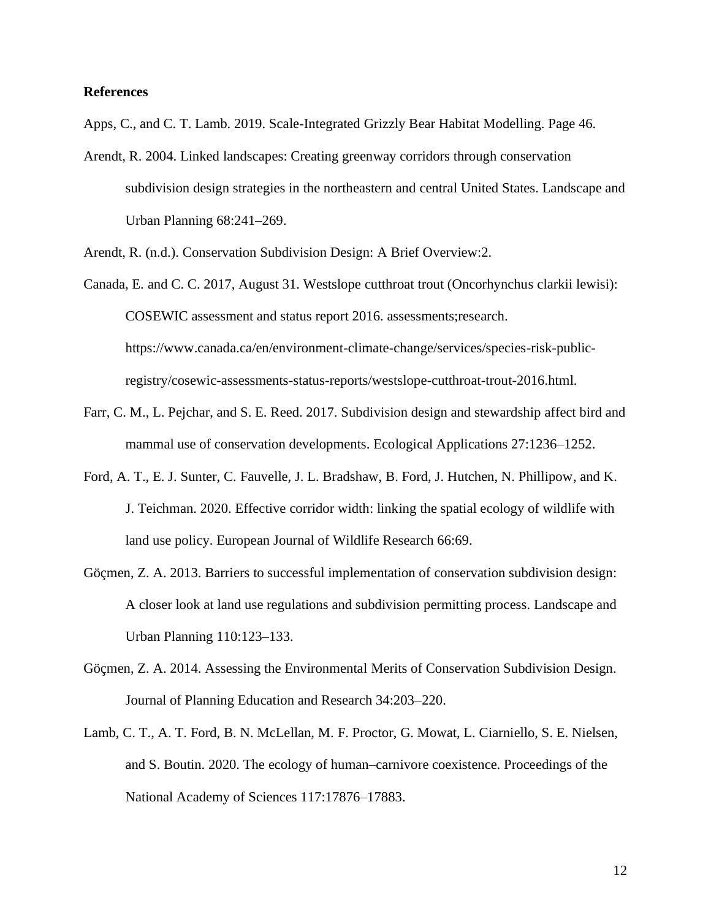**References**

Apps, C., and C. T. Lamb. 2019. Scale-Integrated Grizzly Bear Habitat Modelling. Page 46.

Arendt, R. 2004. Linked landscapes: Creating greenway corridors through conservation subdivision design strategies in the northeastern and central United States. Landscape and Urban Planning 68:241–269.

Arendt, R. (n.d.). Conservation Subdivision Design: A Brief Overview:2.

Canada, E. and C. C. 2017, August 31. Westslope cutthroat trout (Oncorhynchus clarkii lewisi): COSEWIC assessment and status report 2016. assessments;research. https://www.canada.ca/en/environment-climate-change/services/species-risk-public-registry/cosewic-assessments-status-reports/westslope-cutthroat-trout-2016.html.

Farr, C. M., L. Pejchar, and S. E. Reed. 2017. Subdivision design and stewardship affect bird and mammal use of conservation developments. Ecological Applications 27:1236–1252.

Ford, A. T., E. J. Sunter, C. Fauvelle, J. L. Bradshaw, B. Ford, J. Hutchen, N. Phillipow, and K. J. Teichman. 2020. Effective corridor width: linking the spatial ecology of wildlife with land use policy. European Journal of Wildlife Research 66:69.

Göçmen, Z. A. 2013. Barriers to successful implementation of conservation subdivision design: A closer look at land use regulations and subdivision permitting process. Landscape and Urban Planning 110:123–133.

Göçmen, Z. A. 2014. Assessing the Environmental Merits of Conservation Subdivision Design. Journal of Planning Education and Research 34:203–220.

Lamb, C. T., A. T. Ford, B. N. McLellan, M. F. Proctor, G. Mowat, L. Ciarniello, S. E. Nielsen, and S. Boutin. 2020. The ecology of human–carnivore coexistence. Proceedings of the National Academy of Sciences 117:17876–17883.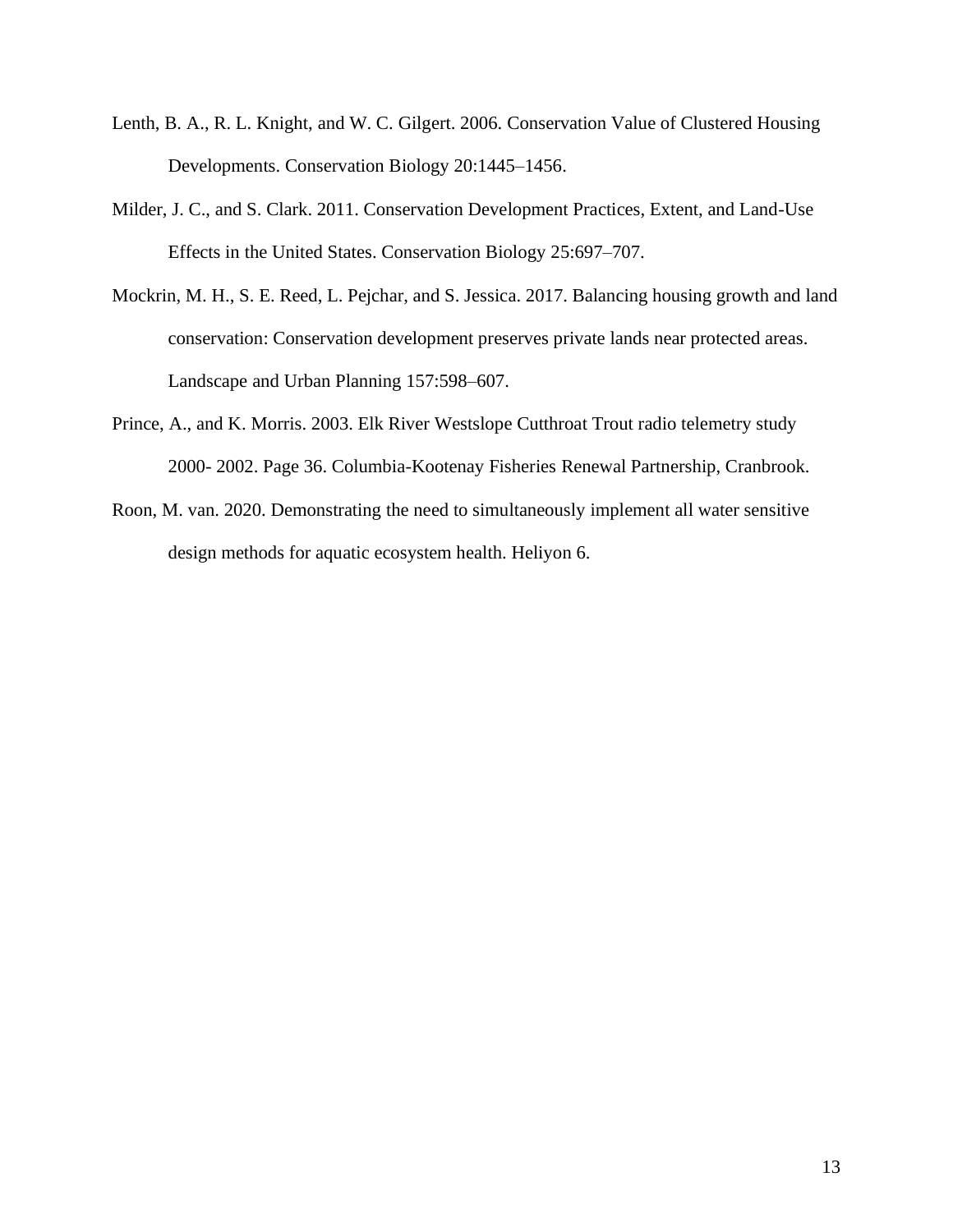Lenth, B. A., R. L. Knight, and W. C. Gilgert. 2006. Conservation Value of Clustered Housing Developments. Conservation Biology 20:1445–1456.

Milder, J. C., and S. Clark. 2011. Conservation Development Practices, Extent, and Land-Use Effects in the United States. Conservation Biology 25:697–707.

Mockrin, M. H., S. E. Reed, L. Pejchar, and S. Jessica. 2017. Balancing housing growth and land conservation: Conservation development preserves private lands near protected areas. Landscape and Urban Planning 157:598–607.

Prince, A., and K. Morris. 2003. Elk River Westslope Cutthroat Trout radio telemetry study 2000- 2002. Page 36. Columbia-Kootenay Fisheries Renewal Partnership, Cranbrook.

Roon, M. van. 2020. Demonstrating the need to simultaneously implement all water sensitive design methods for aquatic ecosystem health. Heliyon 6.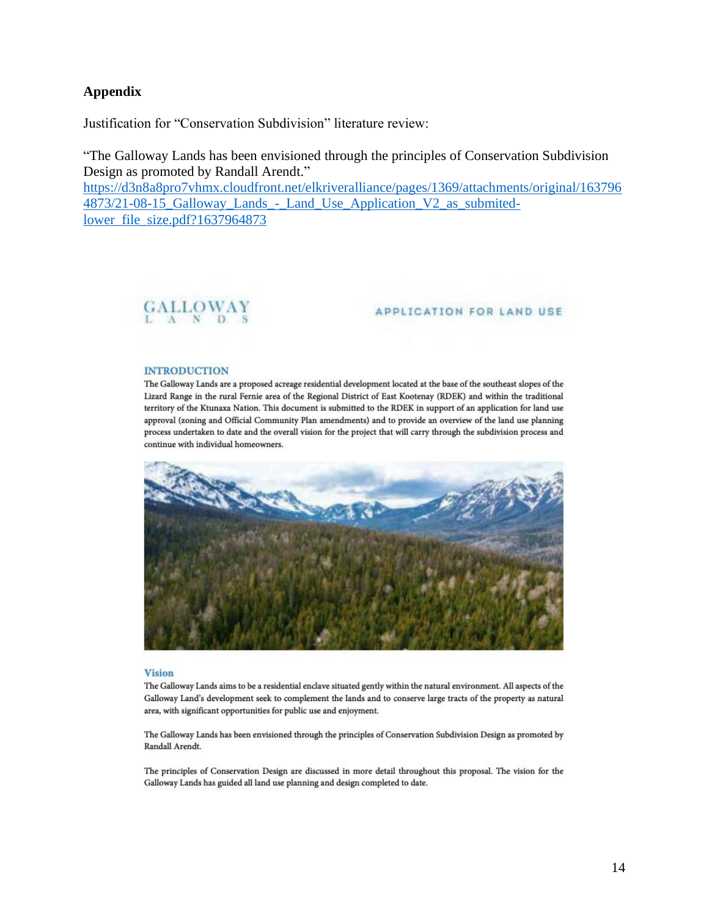**Appendix**

Justification for "Conservation Subdivision" literature review:

"The Galloway Lands has been envisioned through the principles of Conservation Subdivision Design as promoted by Randall Arendt."
https://d3n8a8pro7vhmx.cloudfront.net/elkriveralliance/pages/1369/attachments/original/1637964873/21-08-15_Galloway_Lands_-_Land_Use_Application_V2_as_submited-lower_file_size.pdf?1637964873

GALLOWAY
LANDS

APPLICATION FOR LAND USE

**INTRODUCTION**

The Galloway Lands are a proposed acreage residential development located at the base of the southeast slopes of the Lizard Range in the rural Fernie area of the Regional District of East Kootenay (RDEK) and within the traditional territory of the Ktunaxa Nation. This document is submitted to the RDEK in support of an application for land use approval (zoning and Official Community Plan amendments) and to provide an overview of the land use planning process undertaken to date and the overall vision for the project that will carry through the subdivision process and continue with individual homeowners.

**Vision**

The Galloway Lands aims to be a residential enclave situated gently within the natural environment. All aspects of the Galloway Land's development seek to complement the lands and to conserve large tracts of the property as natural area, with significant opportunities for public use and enjoyment.

The Galloway Lands has been envisioned through the principles of Conservation Subdivision Design as promoted by Randall Arendt.

The principles of Conservation Design are discussed in more detail throughout this proposal. The vision for the Galloway Lands has guided all land use planning and design completed to date.